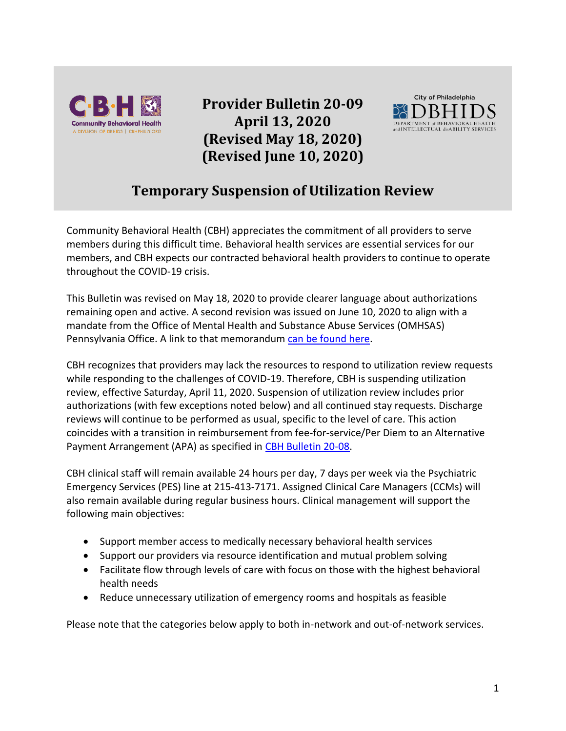# Provider Bulletin 20-09
**April 13, 2020**
**(Revised May 18, 2020)**
**(Revised June 10, 2020)**

## Temporary Suspension of Utilization Review

Community Behavioral Health (CBH) appreciates the commitment of all providers to serve members during this difficult time. Behavioral health services are essential services for our members, and CBH expects our contracted behavioral health providers to continue to operate throughout the COVID-19 crisis.

This Bulletin was revised on May 18, 2020 to provide clearer language about authorizations remaining open and active. A second revision was issued on June 10, 2020 to align with a mandate from the Office of Mental Health and Substance Abuse Services (OMHSAS) Pennsylvania Office. A link to that memorandum can be found here.

CBH recognizes that providers may lack the resources to respond to utilization review requests while responding to the challenges of COVID-19. Therefore, CBH is suspending utilization review, effective Saturday, April 11, 2020. Suspension of utilization review includes prior authorizations (with few exceptions noted below) and all continued stay requests. Discharge reviews will continue to be performed as usual, specific to the level of care. This action coincides with a transition in reimbursement from fee-for-service/Per Diem to an Alternative Payment Arrangement (APA) as specified in CBH Bulletin 20-08.

CBH clinical staff will remain available 24 hours per day, 7 days per week via the Psychiatric Emergency Services (PES) line at 215-413-7171. Assigned Clinical Care Managers (CCMs) will also remain available during regular business hours. Clinical management will support the following main objectives:

- Support member access to medically necessary behavioral health services
- Support our providers via resource identification and mutual problem solving
- Facilitate flow through levels of care with focus on those with the highest behavioral health needs
- Reduce unnecessary utilization of emergency rooms and hospitals as feasible

Please note that the categories below apply to both in-network and out-of-network services.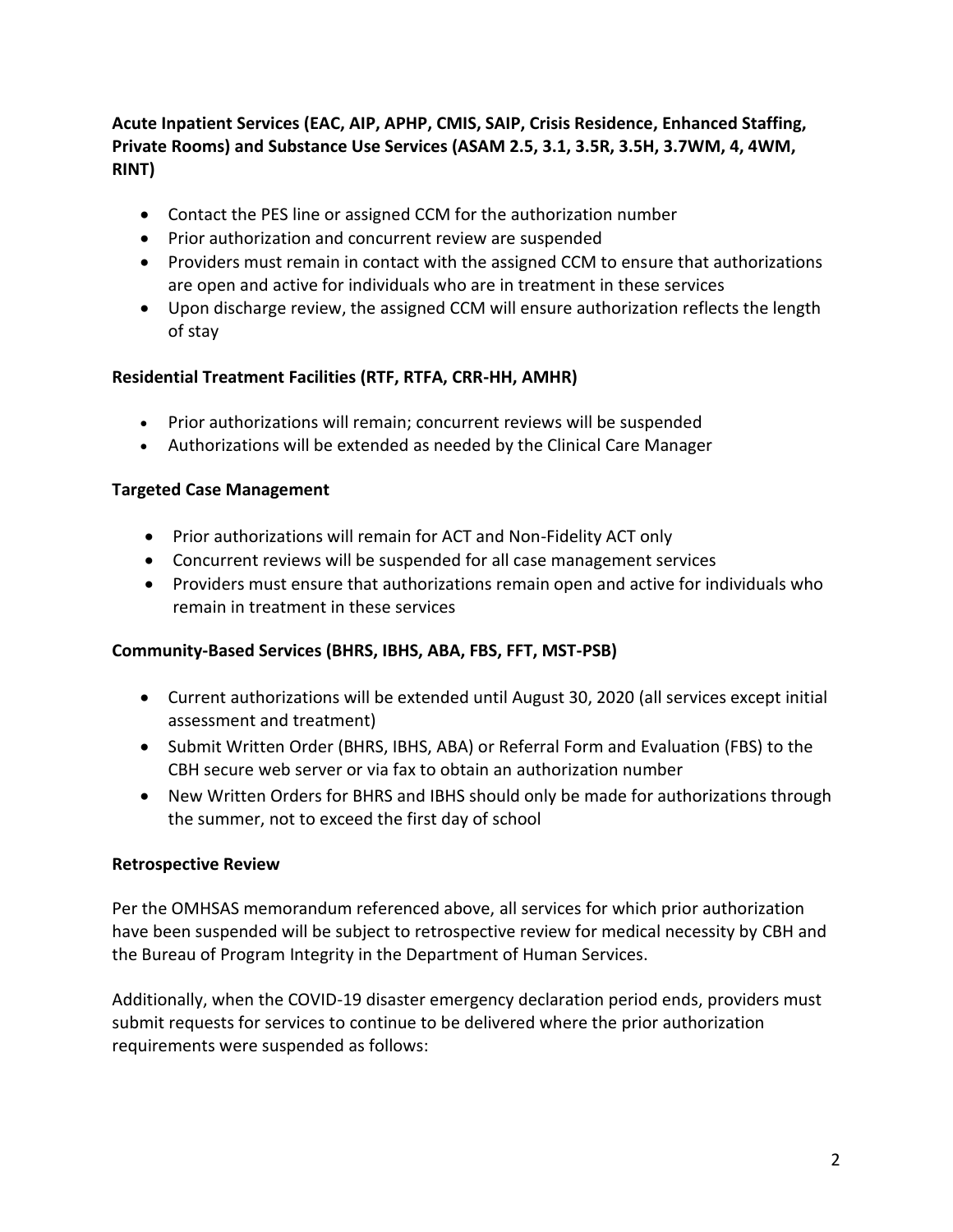**Acute Inpatient Services (EAC, AIP, APHP, CMIS, SAIP, Crisis Residence, Enhanced Staffing, Private Rooms) and Substance Use Services (ASAM 2.5, 3.1, 3.5R, 3.5H, 3.7WM, 4, 4WM, RINT)**

- Contact the PES line or assigned CCM for the authorization number
- Prior authorization and concurrent review are suspended
- Providers must remain in contact with the assigned CCM to ensure that authorizations are open and active for individuals who are in treatment in these services
- Upon discharge review, the assigned CCM will ensure authorization reflects the length of stay

**Residential Treatment Facilities (RTF, RTFA, CRR-HH, AMHR)**

- Prior authorizations will remain; concurrent reviews will be suspended
- Authorizations will be extended as needed by the Clinical Care Manager

**Targeted Case Management**

- Prior authorizations will remain for ACT and Non-Fidelity ACT only
- Concurrent reviews will be suspended for all case management services
- Providers must ensure that authorizations remain open and active for individuals who remain in treatment in these services

**Community-Based Services (BHRS, IBHS, ABA, FBS, FFT, MST-PSB)**

- Current authorizations will be extended until August 30, 2020 (all services except initial assessment and treatment)
- Submit Written Order (BHRS, IBHS, ABA) or Referral Form and Evaluation (FBS) to the CBH secure web server or via fax to obtain an authorization number
- New Written Orders for BHRS and IBHS should only be made for authorizations through the summer, not to exceed the first day of school

**Retrospective Review**

Per the OMHSAS memorandum referenced above, all services for which prior authorization have been suspended will be subject to retrospective review for medical necessity by CBH and the Bureau of Program Integrity in the Department of Human Services.

Additionally, when the COVID-19 disaster emergency declaration period ends, providers must submit requests for services to continue to be delivered where the prior authorization requirements were suspended as follows: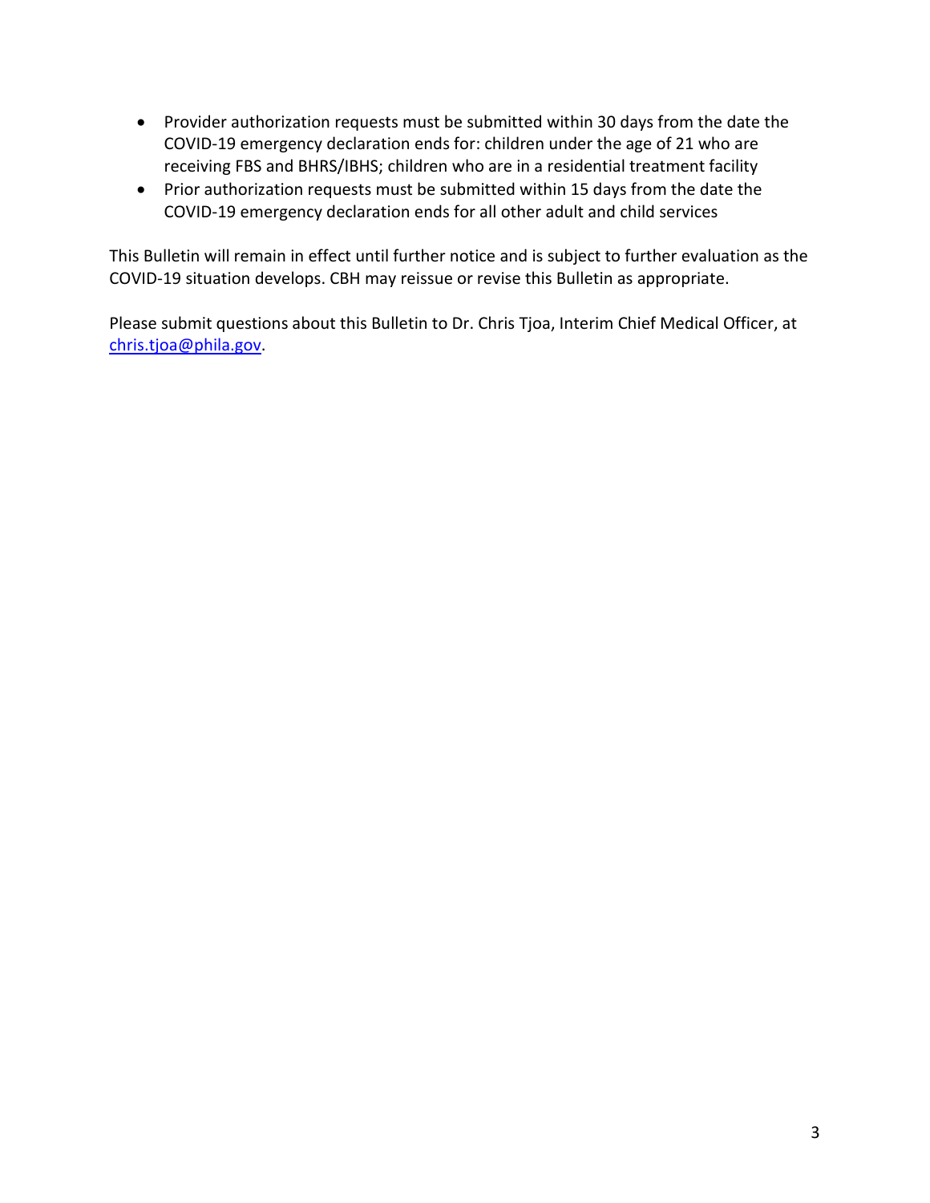- Provider authorization requests must be submitted within 30 days from the date the COVID-19 emergency declaration ends for: children under the age of 21 who are receiving FBS and BHRS/IBHS; children who are in a residential treatment facility
- Prior authorization requests must be submitted within 15 days from the date the COVID-19 emergency declaration ends for all other adult and child services

This Bulletin will remain in effect until further notice and is subject to further evaluation as the COVID-19 situation develops. CBH may reissue or revise this Bulletin as appropriate.

Please submit questions about this Bulletin to Dr. Chris Tjoa, Interim Chief Medical Officer, at [chris.tjoa@phila.gov](mailto:chris.tjoa@phila.gov).